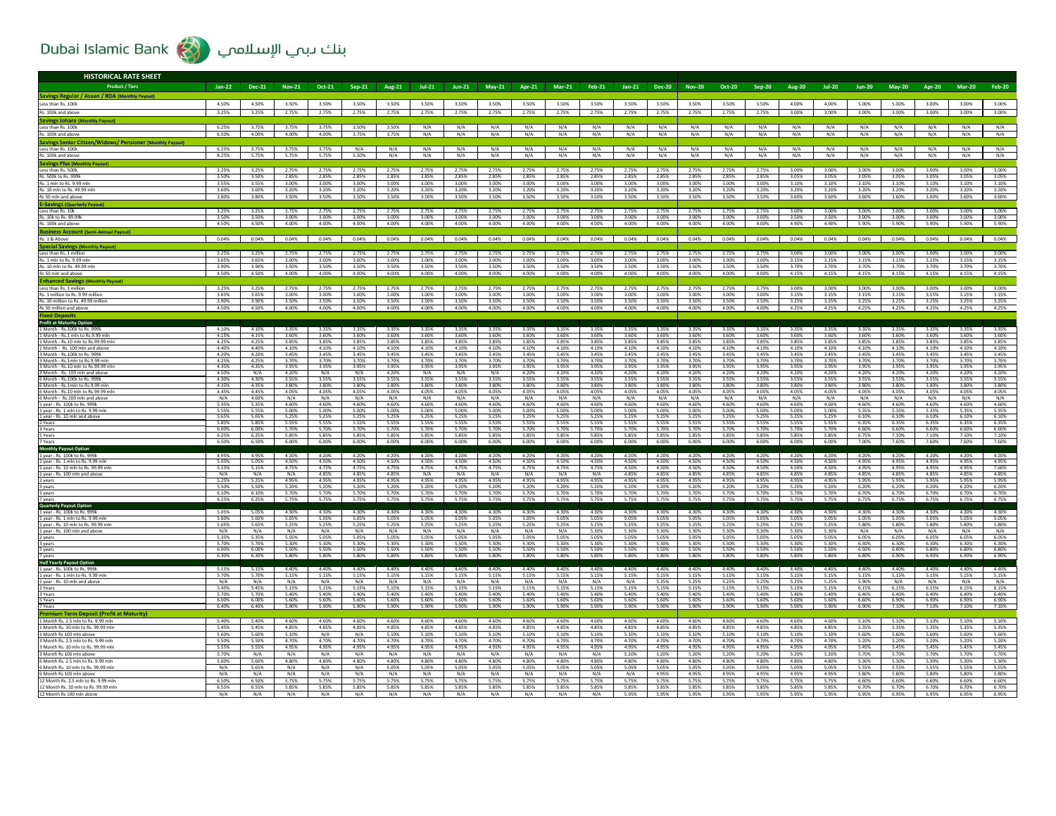Dubai Islamic Bank بنك دبي الإسلامي

# HISTORICAL RATE SHEET

| Product / Tiers | Jan-22 | Dec-21 | Nov-21 | Oct-21 | Sep-21 | Aug-21 | Jul-21 | Jun-21 | May-21 | Apr-21 | Mar-21 | Feb-21 | Jan-21 | Dec-20 | Nov-20 | Oct-20 | Sep-20 | Aug-20 | Jul-20 | Jun-20 | May-20 | Apr-20 | Mar-20 | Feb-20 |
|---|---|---|---|---|---|---|---|---|---|---|---|---|---|---|---|---|---|---|---|---|---|---|---|---|
| **Savings Regular / Asaan / RDA (Monthly Payout)** | | | | | | | | | | | | | | | | | | | | | | | | |
| Less than Rs. 100k | 4.50% | 4.50% | 3.50% | 3.50% | 3.50% | 3.50% | 3.50% | 3.50% | 3.50% | 3.50% | 3.50% | 3.50% | 3.50% | 3.50% | 3.50% | 3.50% | 3.50% | 4.00% | 4.00% | 5.00% | 5.00% | 3.00% | 3.00% | 3.00% |
| Rs. 100k and above | 3.25% | 3.25% | 2.75% | 2.75% | 2.75% | 2.75% | 2.75% | 2.75% | 2.75% | 2.75% | 2.75% | 2.75% | 2.75% | 2.75% | 2.75% | 2.75% | 2.75% | 3.00% | 3.00% | 3.00% | 3.00% | 3.00% | 3.00% | 3.00% |
| **Savings Johara (Monthly Payout)** | | | | | | | | | | | | | | | | | | | | | | | | |
| Less than Rs. 100k | 6.25% | 3.75% | 3.75% | 3.75% | 3.50% | 3.50% | N/A | N/A | N/A | N/A | N/A | N/A | N/A | N/A | N/A | N/A | N/A | N/A | N/A | N/A | N/A | N/A | N/A | N/A |
| Rs. 100k and above | 6.50% | 4.00% | 4.00% | 4.00% | 3.75% | 3.75% | N/A | N/A | N/A | N/A | N/A | N/A | N/A | N/A | N/A | N/A | N/A | N/A | N/A | N/A | N/A | N/A | N/A | N/A |
| **Savings Senior Citizen/Widows/ Pensioner (Monthly Payout)** | | | | | | | | | | | | | | | | | | | | | | | | |
| Less than Rs. 100k | 6.25% | 3.75% | 3.75% | 3.75% | N/A | N/A | N/A | N/A | N/A | N/A | N/A | N/A | N/A | N/A | N/A | N/A | N/A | N/A | N/A | N/A | N/A | N/A | N/A | N/A |
| Rs. 100k and above | 8.25% | 5.75% | 5.75% | 5.75% | 5.50% | N/A | N/A | N/A | N/A | N/A | N/A | N/A | N/A | N/A | N/A | N/A | N/A | N/A | N/A | N/A | N/A | N/A | N/A | N/A |
| **Savings Plus (Monthly Payout)** | | | | | | | | | | | | | | | | | | | | | | | | |
| Less than Rs. 500k | 3.25% | 3.25% | 2.75% | 2.75% | 2.75% | 2.75% | 2.75% | 2.75% | 2.75% | 2.75% | 2.75% | 2.75% | 2.75% | 2.75% | 2.75% | 2.75% | 2.75% | 3.00% | 3.00% | 3.00% | 3.00% | 3.00% | 3.00% | 3.00% |
| Rs. 500k to Rs. 999k | 3.50% | 3.50% | 2.85% | 2.85% | 2.85% | 2.85% | 2.85% | 2.85% | 2.85% | 2.85% | 2.85% | 2.85% | 2.85% | 2.85% | 2.85% | 2.85% | 2.85% | 3.05% | 3.05% | 3.05% | 3.05% | 3.05% | 3.05% | 3.05% |
| Rs. 1 mln to Rs. 9.99 mln | 3.55% | 3.55% | 3.00% | 3.00% | 3.00% | 3.00% | 3.00% | 3.00% | 3.00% | 3.00% | 3.00% | 3.00% | 3.00% | 3.00% | 3.00% | 3.00% | 3.00% | 3.10% | 3.10% | 3.10% | 3.10% | 3.10% | 3.10% | 3.10% |
| Rs. 10 mln to Rs. 49.99 mln | 3.60% | 3.60% | 3.20% | 3.20% | 3.20% | 3.20% | 3.20% | 3.20% | 3.20% | 3.20% | 3.20% | 3.20% | 3.20% | 3.20% | 3.20% | 3.20% | 3.20% | 3.20% | 3.20% | 3.20% | 3.20% | 3.20% | 3.20% | 3.20% |
| Rs 50 mln and above | 3.80% | 3.80% | 3.50% | 3.50% | 3.50% | 3.50% | 3.50% | 3.50% | 3.50% | 3.50% | 3.50% | 3.50% | 3.50% | 3.50% | 3.50% | 3.50% | 3.50% | 3.60% | 3.60% | 3.60% | 3.60% | 3.60% | 3.60% | 3.60% |
| **E-Savings (Quarterly Payout)** | | | | | | | | | | | | | | | | | | | | | | | | |
| Less than Rs. 10k | 3.25% | 3.25% | 2.75% | 2.75% | 2.75% | 2.75% | 2.75% | 2.75% | 2.75% | 2.75% | 2.75% | 2.75% | 2.75% | 2.75% | 2.75% | 2.75% | 2.75% | 3.00% | 3.00% | 3.00% | 3.00% | 3.00% | 3.00% | 3.00% |
| Rs. 10k to Rs. 99.99k | 3.50% | 3.50% | 3.00% | 3.00% | 3.00% | 3.00% | 3.00% | 3.00% | 3.00% | 3.00% | 3.00% | 3.00% | 3.00% | 3.00% | 3.00% | 3.00% | 3.00% | 3.50% | 3.50% | 3.00% | 3.00% | 3.00% | 3.00% | 3.00% |
| Rs. 100k and above | 4.50% | 4.50% | 4.00% | 4.00% | 4.00% | 4.00% | 4.00% | 4.00% | 4.00% | 4.00% | 4.00% | 4.00% | 4.00% | 4.00% | 4.00% | 4.00% | 4.00% | 4.90% | 4.90% | 5.90% | 5.90% | 5.90% | 5.90% | 5.90% |
| **Business Account (Semi-Annual Payout)** | | | | | | | | | | | | | | | | | | | | | | | | |
| Rs. 1 & Above | 0.04% | 0.04% | 0.04% | 0.04% | 0.04% | 0.04% | 0.04% | 0.04% | 0.04% | 0.04% | 0.04% | 0.04% | 0.04% | 0.04% | 0.04% | 0.04% | 0.04% | 0.04% | 0.04% | 0.04% | 0.04% | 0.04% | 0.04% | 0.04% |
| **Special Savings (Monthly Payout)** | | | | | | | | | | | | | | | | | | | | | | | | |
| Less than Rs. 1 million | 3.25% | 3.25% | 2.75% | 2.75% | 2.75% | 2.75% | 2.75% | 2.75% | 2.75% | 2.75% | 2.75% | 2.75% | 2.75% | 2.75% | 2.75% | 2.75% | 2.75% | 3.00% | 3.00% | 3.00% | 3.00% | 3.00% | 3.00% | 3.00% |
| Rs. 1 mln to Rs. 9.99 mln | 3.65% | 3.65% | 3.00% | 3.00% | 3.00% | 3.00% | 3.00% | 3.00% | 3.00% | 3.00% | 3.00% | 3.00% | 3.00% | 3.00% | 3.00% | 3.00% | 3.00% | 3.15% | 3.15% | 3.15% | 3.15% | 3.15% | 3.15% | 3.15% |
| Rs. 10 mln to Rs. 49.99 mln | 3.90% | 3.90% | 3.50% | 3.50% | 3.50% | 3.50% | 3.50% | 3.50% | 3.50% | 3.50% | 3.50% | 3.50% | 3.50% | 3.50% | 3.50% | 3.50% | 3.50% | 3.70% | 3.70% | 3.70% | 3.70% | 3.70% | 3.70% | 3.70% |
| Rs 50 mln and above | 4.50% | 4.50% | 4.00% | 4.00% | 4.00% | 4.00% | 4.00% | 4.00% | 4.00% | 4.00% | 4.00% | 4.00% | 4.00% | 4.00% | 4.00% | 4.00% | 4.00% | 4.15% | 4.15% | 4.15% | 4.15% | 4.15% | 4.15% | 4.15% |
| **Enhanced Savings (Monthly Payout)** | | | | | | | | | | | | | | | | | | | | | | | | |
| Less than Rs. 1 million | 3.25% | 3.25% | 2.75% | 2.75% | 2.75% | 2.75% | 2.75% | 2.75% | 2.75% | 2.75% | 2.75% | 2.75% | 2.75% | 2.75% | 2.75% | 2.75% | 2.75% | 3.00% | 3.00% | 3.00% | 3.00% | 3.00% | 3.00% | 3.00% |
| Rs. 1 million to Rs. 9.99 million | 3.65% | 3.65% | 3.00% | 3.00% | 3.00% | 3.00% | 3.00% | 3.00% | 3.00% | 3.00% | 3.00% | 3.00% | 3.00% | 3.00% | 3.00% | 3.00% | 3.00% | 3.15% | 3.15% | 3.15% | 3.15% | 3.15% | 3.15% | 3.15% |
| Rs. 10 million to Rs. 49.99 million | 3.90% | 3.90% | 3.50% | 3.50% | 3.50% | 3.50% | 3.50% | 3.50% | 3.50% | 3.50% | 3.50% | 3.50% | 3.50% | 3.50% | 3.50% | 3.50% | 3.50% | 3.25% | 3.25% | 3.25% | 3.25% | 3.25% | 3.25% | 3.25% |
| Rs 50 million and above | 4.50% | 4.50% | 4.00% | 4.00% | 4.00% | 4.00% | 4.00% | 4.00% | 4.00% | 4.00% | 4.00% | 4.00% | 4.00% | 4.00% | 4.00% | 4.00% | 4.00% | 4.25% | 4.25% | 4.25% | 4.25% | 4.25% | 4.25% | 4.25% |
| **Fixed Deposits** | | | | | | | | | | | | | | | | | | | | | | | | |
| **Profit at Maturity Option** | | | | | | | | | | | | | | | | | | | | | | | | |
| 1 Month - Rs.100k to Rs. 999k | 4.10% | 4.10% | 3.35% | 3.35% | 3.35% | 3.35% | 3.35% | 3.35% | 3.35% | 3.35% | 3.35% | 3.35% | 3.35% | 3.35% | 3.35% | 3.35% | 3.35% | 3.35% | 3.35% | 3.35% | 3.35% | 3.35% | 3.35% | 3.35% |
| 1 Month - Rs.1 mln to Rs.9.99 mln | 4.15% | 4.15% | 3.60% | 3.60% | 3.60% | 3.60% | 3.60% | 3.60% | 3.60% | 3.60% | 3.60% | 3.60% | 3.60% | 3.60% | 3.60% | 3.60% | 3.60% | 3.60% | 3.60% | 3.60% | 3.60% | 3.60% | 3.60% | 3.60% |
| 1 Month - Rs. 10 mln to Rs.99.99 mln | 4.25% | 4.25% | 3.85% | 3.85% | 3.85% | 3.85% | 3.85% | 3.85% | 3.85% | 3.85% | 3.85% | 3.85% | 3.85% | 3.85% | 3.85% | 3.85% | 3.85% | 3.85% | 3.85% | 3.85% | 3.85% | 3.85% | 3.85% | 3.85% |
| 1 Month - Rs. 100 mln and above | 4.40% | 4.40% | 4.10% | 4.10% | 4.10% | 4.10% | 4.10% | 4.10% | 4.10% | 4.10% | 4.10% | 4.10% | 4.10% | 4.10% | 4.10% | 4.10% | 4.10% | 4.10% | 4.10% | 4.10% | 4.10% | 4.10% | 4.10% | 4.10% |
| 3 Month - Rs.100k to Rs. 999k | 4.20% | 4.20% | 3.45% | 3.45% | 3.45% | 3.45% | 3.45% | 3.45% | 3.45% | 3.45% | 3.45% | 3.45% | 3.45% | 3.45% | 3.45% | 3.45% | 3.45% | 3.45% | 3.45% | 3.45% | 3.45% | 3.45% | 3.45% | 3.45% |
| 3 Month - Rs.1mln to Rs.9.99 mln | 4.25% | 4.25% | 3.70% | 3.70% | 3.70% | 3.70% | 3.70% | 3.70% | 3.70% | 3.70% | 3.70% | 3.70% | 3.70% | 3.70% | 3.70% | 3.70% | 3.70% | 3.70% | 3.70% | 3.70% | 3.70% | 3.70% | 3.70% | 3.70% |
| 3 Month - Rs.10 mln to Rs.99.99 mln | 4.35% | 4.35% | 3.95% | 3.95% | 3.95% | 3.95% | 3.95% | 3.95% | 3.95% | 3.95% | 3.95% | 3.95% | 3.95% | 3.95% | 3.95% | 3.95% | 3.95% | 3.95% | 3.95% | 3.95% | 3.95% | 3.95% | 3.95% | 3.95% |
| 3 Month - Rs. 100 mln and above | 4.50% | N/A | 4.20% | N/A | 4.20% | N/A | N/A | N/A | 4.20% | 4.20% | 4.20% | 4.20% | 4.20% | 4.20% | 4.20% | 4.20% | 4.20% | 4.20% | 4.20% | 4.20% | 4.20% | 4.20% | 4.20% | 4.20% |
| 6 Month - Rs.100k to Rs. 999k | 4.30% | 4.30% | 3.55% | 3.55% | 3.55% | 3.55% | 3.55% | 3.55% | 3.55% | 3.55% | 3.55% | 3.55% | 3.55% | 3.55% | 3.55% | 3.55% | 3.55% | 3.55% | 3.55% | 3.55% | 3.55% | 3.55% | 3.55% | 3.55% |
| 6 Month - Rs.1mln to Rs.9.99 mln | 4.35% | 4.35% | 3.80% | 3.80% | 3.80% | 3.80% | 3.80% | 3.80% | 3.80% | 3.80% | 3.80% | 3.80% | 3.80% | 3.80% | 3.80% | 3.80% | 3.80% | 3.80% | 3.80% | 3.80% | 3.80% | 3.80% | 3.80% | 3.80% |
| 6 Month - Rs.10 mln to Rs.99.99 mln | 4.45% | 4.45% | 4.05% | 4.05% | 4.05% | 4.05% | 4.05% | 4.05% | 4.05% | 4.05% | 4.05% | 4.05% | 4.05% | 4.05% | 4.05% | 4.05% | 4.05% | 4.05% | 4.05% | 4.05% | 4.05% | 4.05% | 4.05% | 4.05% |
| 6 Month - Rs.100 mln and above | N/A | 4.60% | N/A | N/A | N/A | N/A | N/A | N/A | N/A | N/A | N/A | N/A | N/A | N/A | N/A | N/A | N/A | N/A | N/A | N/A | N/A | N/A | N/A | N/A |
| 1 year - Rs. 100k to Rs. 999k | 5.35% | 5.35% | 4.60% | 4.60% | 4.60% | 4.60% | 4.60% | 4.60% | 4.60% | 4.60% | 4.60% | 4.60% | 4.60% | 4.60% | 4.60% | 4.60% | 4.60% | 4.60% | 4.60% | 4.60% | 4.60% | 4.60% | 4.60% | 4.60% |
| 1 year - Rs. 1 mln to Rs. 9.99 mln | 5.55% | 5.55% | 5.00% | 5.00% | 5.00% | 5.00% | 5.00% | 5.00% | 5.00% | 5.00% | 5.00% | 5.00% | 5.00% | 5.00% | 5.00% | 5.00% | 5.00% | 5.00% | 5.00% | 5.35% | 5.35% | 5.35% | 5.35% | 5.35% |
| 1 year - Rs. 10 mln and above | 5.65% | 5.65% | 5.25% | 5.25% | 5.25% | 5.25% | 5.25% | 5.25% | 5.25% | 5.25% | 5.25% | 5.25% | 5.25% | 5.25% | 5.25% | 5.25% | 5.25% | 5.25% | 5.25% | 6.10% | 6.10% | 6.10% | 6.10% | 6.10% |
| 2 Years | 5.85% | 5.85% | 5.55% | 5.55% | 5.55% | 5.55% | 5.55% | 5.55% | 5.55% | 5.55% | 5.55% | 5.55% | 5.55% | 5.55% | 5.55% | 5.55% | 5.55% | 5.55% | 5.55% | 6.35% | 6.35% | 6.35% | 6.35% | 6.35% |
| 3 Years | 6.00% | 6.00% | 5.70% | 5.70% | 5.70% | 5.70% | 5.70% | 5.70% | 5.70% | 5.70% | 5.70% | 5.70% | 5.70% | 5.70% | 5.70% | 5.70% | 5.70% | 5.70% | 5.70% | 6.60% | 6.60% | 6.60% | 6.60% | 6.60% |
| 5 Years | 6.25% | 6.25% | 5.85% | 5.85% | 5.85% | 5.85% | 5.85% | 5.85% | 5.85% | 5.85% | 5.85% | 5.85% | 5.85% | 5.85% | 5.85% | 5.85% | 5.85% | 5.85% | 5.85% | 6.75% | 7.10% | 7.10% | 7.10% | 7.10% |
| 7 Years | 6.50% | 6.50% | 6.00% | 6.00% | 6.00% | 6.00% | 6.00% | 6.00% | 6.00% | 6.00% | 6.00% | 6.00% | 6.00% | 6.00% | 6.00% | 6.00% | 6.00% | 6.00% | 6.00% | 7.00% | 7.60% | 7.60% | 7.60% | 7.60% |
| **Monthly Payout Option** | | | | | | | | | | | | | | | | | | | | | | | | |
| 1 year - Rs. 100k to Rs. 999k | 4.95% | 4.95% | 4.20% | 4.20% | 4.20% | 4.20% | 4.20% | 4.20% | 4.20% | 4.20% | 4.20% | 4.20% | 4.20% | 4.20% | 4.20% | 4.20% | 4.20% | 4.20% | 4.20% | 4.20% | 4.20% | 4.20% | 4.20% | 4.20% |
| 1 year - Rs. 1 mln to Rs. 9.99 mln | 5.05% | 5.05% | 4.50% | 4.50% | 4.50% | 4.50% | 4.50% | 4.50% | 4.50% | 4.50% | 4.50% | 4.50% | 4.50% | 4.50% | 4.50% | 4.50% | 4.50% | 4.50% | 4.50% | 4.95% | 4.95% | 4.95% | 4.95% | 4.95% |
| 1 year - Rs. 10 mln to Rs. 99.99 mln | 5.15% | 5.15% | 4.75% | 4.75% | 4.75% | 4.75% | 4.75% | 4.75% | 4.75% | 4.75% | 4.75% | 4.75% | 4.50% | 4.50% | 4.50% | 4.50% | 4.50% | 4.50% | 4.50% | 4.95% | 4.95% | 4.95% | 4.95% | 7.60% |
| 1 year - Rs. 100 mln and above | N/A | N/A | 4.85% | 4.85% | 4.85% | N/A | N/A | N/A | N/A | N/A | N/A | 4.85% | 4.85% | 4.85% | 4.85% | 4.85% | 4.85% | 4.85% | 4.85% | 4.85% | 4.85% | 4.85% | 4.85% | 4.85% |
| 2 years | 5.25% | 5.25% | 4.95% | 4.95% | 4.95% | 4.95% | 4.95% | 4.95% | 4.95% | 4.95% | 4.95% | 4.95% | 4.95% | 4.95% | 4.95% | 4.95% | 4.95% | 4.95% | 4.95% | 5.95% | 5.95% | 5.95% | 5.95% | 5.95% |
| 3 years | 5.50% | 5.50% | 5.20% | 5.20% | 5.20% | 5.20% | 5.20% | 5.20% | 5.20% | 5.20% | 5.20% | 5.20% | 5.20% | 5.20% | 5.20% | 5.20% | 5.20% | 5.20% | 5.20% | 6.20% | 6.20% | 6.20% | 6.20% | 6.20% |
| 5 years | 6.10% | 6.10% | 5.70% | 5.70% | 5.70% | 5.70% | 5.70% | 5.70% | 5.70% | 5.70% | 5.70% | 5.70% | 5.70% | 5.70% | 5.70% | 5.70% | 5.70% | 5.70% | 5.70% | 6.70% | 6.70% | 6.70% | 6.70% | 6.70% |
| 7 years | 6.25% | 6.25% | 5.75% | 5.75% | 5.75% | 5.75% | 5.75% | 5.75% | 5.75% | 5.75% | 5.75% | 5.75% | 5.75% | 5.75% | 5.75% | 5.75% | 5.75% | 5.75% | 5.75% | 6.75% | 6.75% | 6.75% | 6.75% | 6.75% |
| **Quarterly Payout Option** | | | | | | | | | | | | | | | | | | | | | | | | |
| 1 year - Rs. 100k to Rs. 999k | 5.05% | 5.05% | 4.30% | 4.30% | 4.30% | 4.30% | 4.30% | 4.30% | 4.30% | 4.30% | 4.30% | 4.30% | 4.30% | 4.30% | 4.30% | 4.30% | 4.30% | 4.30% | 4.30% | 4.30% | 4.30% | 4.30% | 4.30% | 4.30% |
| 1 year - Rs. 1 mln to Rs. 9.99 mln | 5.60% | 5.60% | 5.05% | 5.05% | 5.05% | 5.05% | 5.05% | 5.05% | 5.05% | 5.05% | 5.05% | 5.05% | 5.05% | 5.05% | 5.05% | 5.05% | 5.05% | 5.05% | 5.05% | 5.05% | 5.05% | 5.05% | 5.05% | 5.05% |
| 1 year - Rs. 10 mln to Rs. 99.99 mln | 5.65% | 5.65% | 5.25% | 5.25% | 5.25% | 5.25% | 5.25% | 5.25% | 5.25% | 5.25% | 5.25% | 5.25% | 5.25% | 5.25% | 5.25% | 5.25% | 5.25% | 5.25% | 5.25% | 5.80% | 5.80% | 5.80% | 5.80% | 5.80% |
| 1 year - Rs. 100 mln and above | N/A | N/A | N/A | N/A | N/A | N/A | N/A | N/A | N/A | N/A | N/A | N/A | 5.30% | 5.30% | 5.30% | 5.30% | 5.30% | 5.30% | 5.30% | N/A | N/A | N/A | N/A | N/A |
| 2 years | 5.35% | 5.35% | 5.05% | 5.05% | 5.05% | 5.05% | 5.05% | 5.05% | 5.05% | 5.05% | 5.05% | 5.05% | 5.05% | 5.05% | 5.05% | 5.05% | 5.05% | 5.05% | 5.05% | 6.05% | 6.05% | 6.05% | 6.05% | 6.05% |
| 3 years | 5.70% | 5.70% | 5.30% | 5.30% | 5.30% | 5.30% | 5.30% | 5.30% | 5.30% | 5.30% | 5.30% | 5.30% | 5.30% | 5.30% | 5.30% | 5.30% | 5.30% | 5.30% | 5.30% | 6.30% | 6.30% | 6.30% | 6.30% | 6.30% |
| 5 years | 6.00% | 6.00% | 5.50% | 5.50% | 5.50% | 5.50% | 5.50% | 5.50% | 5.50% | 5.50% | 5.50% | 5.50% | 5.50% | 5.50% | 5.50% | 5.50% | 5.50% | 5.50% | 5.50% | 6.50% | 6.80% | 6.80% | 6.80% | 6.80% |
| 7 years | 6.30% | 6.30% | 5.80% | 5.80% | 5.80% | 5.80% | 5.80% | 5.80% | 5.80% | 5.80% | 5.80% | 5.80% | 5.80% | 5.80% | 5.80% | 5.80% | 5.80% | 5.80% | 5.80% | 6.80% | 6.90% | 6.90% | 6.90% | 6.90% |
| **Half Yearly Payout Option** | | | | | | | | | | | | | | | | | | | | | | | | |
| 1 year - Rs. 100k to Rs. 999k | 5.15% | 5.15% | 4.40% | 4.40% | 4.40% | 4.40% | 4.40% | 4.40% | 4.40% | 4.40% | 4.40% | 4.40% | 4.40% | 4.40% | 4.40% | 4.40% | 4.40% | 4.40% | 4.40% | 4.40% | 4.40% | 4.40% | 4.40% | 4.40% |
| 1 year - Rs. 1 mln to Rs. 9.99 mln | 5.70% | 5.70% | 5.15% | 5.15% | 5.15% | 5.15% | 5.15% | 5.15% | 5.15% | 5.15% | 5.15% | 5.15% | 5.15% | 5.15% | 5.15% | 5.15% | 5.15% | 5.15% | 5.15% | 5.15% | 5.15% | 5.15% | 5.15% | 5.15% |
| 1 year - Rs. 10 mln and above | N/A | N/A | N/A | N/A | N/A | N/A | N/A | N/A | N/A | N/A | N/A | N/A | N/A | 5.25% | 5.25% | 5.25% | 5.25% | 5.25% | 5.25% | 5.90% | N/A | N/A | N/A | N/A |
| 2 Years | 5.45% | 5.45% | 5.15% | 5.15% | 5.15% | 5.15% | 5.15% | 5.15% | 5.15% | 5.15% | 5.15% | 5.15% | 5.15% | 5.15% | 5.15% | 5.15% | 5.15% | 5.15% | 5.15% | 6.15% | 6.15% | 6.15% | 6.15% | 6.15% |
| 3 Years | 5.70% | 5.70% | 5.40% | 5.40% | 5.40% | 5.40% | 5.40% | 5.40% | 5.40% | 5.40% | 5.40% | 5.40% | 5.40% | 5.40% | 5.40% | 5.40% | 5.40% | 5.40% | 5.40% | 6.40% | 6.40% | 6.40% | 6.40% | 6.40% |
| 5 Years | 6.00% | 6.00% | 5.60% | 5.60% | 5.60% | 5.60% | 5.60% | 5.60% | 5.60% | 5.60% | 5.60% | 5.60% | 5.60% | 5.60% | 5.60% | 5.60% | 5.60% | 5.60% | 5.60% | 6.60% | 6.90% | 6.90% | 6.90% | 6.90% |
| 7 Years | 6.40% | 6.40% | 5.90% | 5.90% | 5.90% | 5.90% | 5.90% | 5.90% | 5.90% | 5.90% | 5.90% | 5.90% | 5.90% | 5.90% | 5.90% | 5.90% | 5.90% | 5.90% | 5.90% | 6.90% | 7.10% | 7.10% | 7.10% | 7.10% |
| **Premium Term Deposit (Profit at Maturity)** | | | | | | | | | | | | | | | | | | | | | | | | |
| 1 Month Rs. 2.5 mln to Rs. 9.99 mln | 5.40% | 5.40% | 4.60% | 4.60% | 4.60% | 4.60% | 4.60% | 4.60% | 4.60% | 4.60% | 4.60% | 4.60% | 4.60% | 4.60% | 4.60% | 4.60% | 4.60% | 4.60% | 4.60% | 5.10% | 5.10% | 5.10% | 5.10% | 5.10% |
| 1 Month Rs. 10 mln to Rs. 99.99 mln | 5.45% | 5.45% | 4.85% | 4.85% | 4.85% | 4.85% | 4.85% | 4.85% | 4.85% | 4.85% | 4.85% | 4.85% | 4.85% | 4.85% | 4.85% | 4.85% | 4.85% | 4.85% | 4.85% | 5.35% | 5.35% | 5.35% | 5.35% | 5.35% |
| 1 Month Rs 100 mln above | 5.60% | 5.60% | 5.10% | N/A | N/A | 5.10% | 5.10% | 5.10% | 5.10% | 5.10% | 5.10% | 5.10% | 5.10% | 5.10% | 5.10% | 5.10% | 5.10% | 5.10% | 5.10% | 5.60% | 5.60% | 5.60% | 5.60% | 5.60% |
| 3 Month Rs. 2.5 mln to Rs. 9.99 mln | 5.50% | 5.50% | 4.70% | 4.70% | 4.70% | 4.70% | 4.70% | 4.70% | 4.70% | 4.70% | 4.70% | 4.70% | 4.70% | 4.70% | 4.70% | 4.70% | 4.70% | 4.70% | 4.70% | 5.20% | 5.20% | 5.20% | 5.20% | 5.20% |
| 3 Month Rs. 10 mln to Rs. 99.99 mln | 5.55% | 5.55% | 4.95% | 4.95% | 4.95% | 4.95% | 4.95% | 4.95% | 4.95% | 4.95% | 4.95% | 4.95% | 4.95% | 4.95% | 4.95% | 4.95% | 4.95% | 4.95% | 4.95% | 5.45% | 5.45% | 5.45% | 5.45% | 5.45% |
| 3 Month Rs 100 mln above | 5.70% | N/A | N/A | N/A | N/A | N/A | N/A | N/A | N/A | N/A | N/A | N/A | 5.20% | 5.20% | 5.20% | 5.20% | 5.20% | 5.20% | 5.20% | 5.70% | 5.70% | 5.70% | 5.70% | 5.70% |
| 6 Month Rs. 2.5 mln to Rs. 9.99 mln | 5.60% | 5.60% | 4.80% | 4.80% | 4.80% | 4.80% | 4.80% | 4.80% | 4.80% | 4.80% | 4.80% | 4.80% | 4.80% | 4.80% | 4.80% | 4.80% | 4.80% | 4.80% | 4.80% | 5.30% | 5.30% | 5.30% | 5.30% | 5.30% |
| 6 Month Rs. 10 mln to Rs. 99.99 mln | N/A | 5.65% | N/A | N/A | N/A | 5.05% | 5.05% | 5.05% | 5.05% | 5.05% | 5.05% | 5.05% | 5.05% | 5.05% | 5.05% | 5.05% | 5.05% | 5.05% | 5.05% | 5.55% | 5.55% | 5.55% | 5.55% | 5.55% |
| 6 Month Rs 100 mln above | N/A | N/A | N/A | N/A | N/A | N/A | N/A | N/A | N/A | N/A | N/A | N/A | 4.95% | 4.95% | 4.95% | 4.95% | 4.95% | 4.95% | 4.95% | 5.80% | 5.80% | 5.80% | 5.80% | 5.80% |
| 12 Month Rs. 2.5 mln to Rs. 9.99 mln | 6.50% | 6.50% | 5.75% | 5.75% | 5.75% | 5.75% | 5.75% | 5.75% | 5.75% | 5.75% | 5.75% | 5.75% | 5.75% | 5.75% | 5.75% | 5.75% | 5.75% | 5.75% | 5.75% | 6.60% | 6.60% | 6.60% | 6.60% | 6.60% |
| 12 Month Rs. 10 mln to Rs. 99.99 mln | 6.55% | 6.55% | 5.85% | 5.85% | 5.85% | 5.85% | 5.85% | 5.85% | 5.85% | 5.85% | 5.85% | 5.85% | 5.85% | 5.85% | 5.85% | 5.85% | 5.85% | 5.85% | 5.85% | 6.70% | 6.70% | 6.70% | 6.70% | 6.70% |
| 12 Month Rs 100 mln above | N/A | N/A | N/A | N/A | N/A | N/A | N/A | N/A | N/A | N/A | N/A | N/A | 5.95% | 5.95% | 5.95% | 5.95% | 5.95% | 5.95% | 5.95% | 6.95% | 6.95% | 6.95% | 6.95% | 6.95% |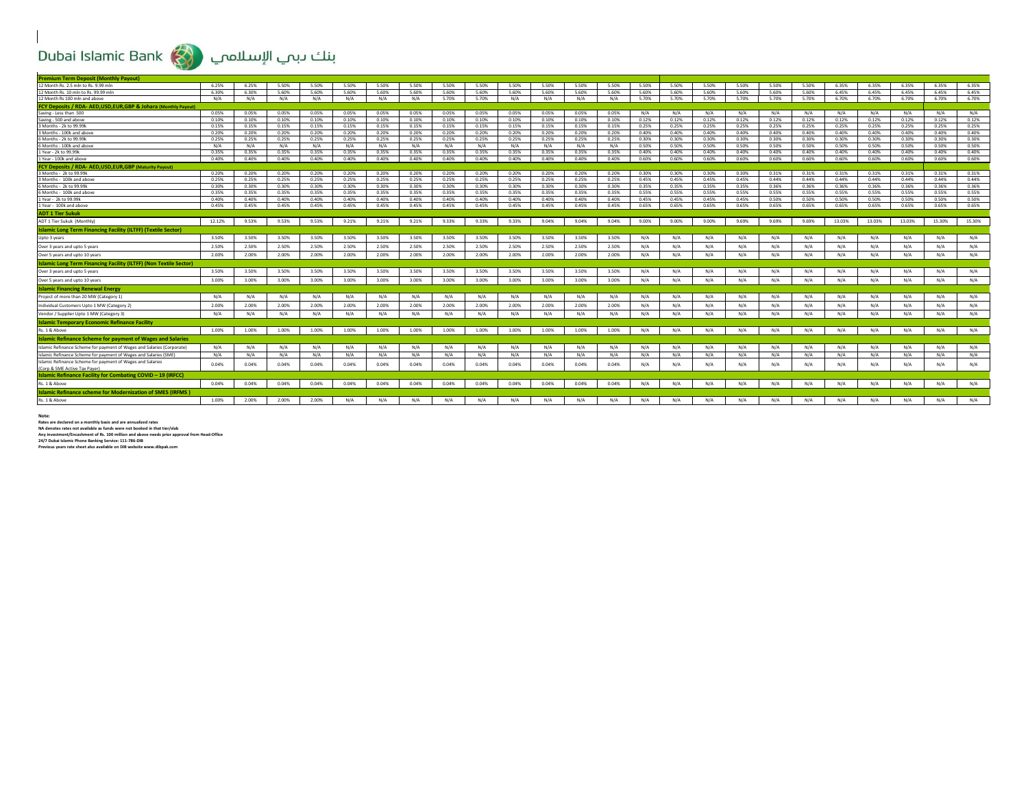Dubai Islamic Bank بنك دبي الإسلامي

| | | | | | | | | | | | | | | | | | | | | | | | | |
|---|---|---|---|---|---|---|---|---|---|---|---|---|---|---|---|---|---|---|---|---|---|---|---|---|
| **Premium Term Deposit (Monthly Payout)** | | | | | | | | | | | | | | | | | | | | | | | | |
| 12 Month Rs. 2.5 mln to Rs. 9.99 mln | 6.25% | 6.25% | 5.50% | 5.50% | 5.50% | 5.50% | 5.50% | 5.50% | 5.50% | 5.50% | 5.50% | 5.50% | 5.50% | 5.50% | 5.50% | 5.50% | 5.50% | 5.50% | 5.50% | 5.50% | 6.35% | 6.35% | 6.35% | 6.35% |
| 12 Month Rs. 10 mln to Rs. 99.99 mln | 6.30% | 6.30% | 5.60% | 5.60% | 5.60% | 5.60% | 5.60% | 5.60% | 5.60% | 5.60% | 5.60% | 5.60% | 5.60% | 5.60% | 5.60% | 5.60% | 5.60% | 5.60% | 5.60% | 5.60% | 6.45% | 6.45% | 6.45% | 6.45% |
| 12 Month Rs 100 mln and above | N/A | N/A | N/A | N/A | N/A | N/A | N/A | N/A | 5.70% | 5.70% | N/A | N/A | N/A | N/A | 5.70% | 5.70% | 5.70% | 5.70% | 5.70% | 5.70% | 6.70% | 6.70% | 6.70% | 6.70% |
| **FCY Deposits / RDA- AED,USD,EUR,GBP & Johara (Monthly Payout)** | | | | | | | | | | | | | | | | | | | | | | | | |
| Saving - Less than 500 | 0.05% | 0.05% | 0.05% | 0.05% | 0.05% | 0.05% | 0.05% | 0.05% | 0.05% | 0.05% | 0.05% | 0.05% | 0.05% | 0.05% | N/A | N/A | N/A | N/A | N/A | N/A | N/A | N/A | N/A | N/A |
| Saving - 500 and above | 0.10% | 0.10% | 0.10% | 0.10% | 0.10% | 0.10% | 0.10% | 0.10% | 0.10% | 0.10% | 0.10% | 0.10% | 0.10% | 0.10% | 0.12% | 0.12% | 0.12% | 0.12% | 0.12% | 0.12% | 0.12% | 0.12% | 0.12% | 0.12% |
| 3 Months - 2k to 99.99k | 0.15% | 0.15% | 0.15% | 0.15% | 0.15% | 0.15% | 0.15% | 0.15% | 0.15% | 0.15% | 0.15% | 0.15% | 0.15% | 0.15% | 0.25% | 0.25% | 0.25% | 0.25% | 0.25% | 0.25% | 0.25% | 0.25% | 0.25% | 0.25% |
| 3 Months - 100k and above | 0.20% | 0.20% | 0.20% | 0.20% | 0.20% | 0.20% | 0.20% | 0.20% | 0.20% | 0.20% | 0.20% | 0.20% | 0.20% | 0.20% | 0.40% | 0.40% | 0.40% | 0.40% | 0.40% | 0.40% | 0.40% | 0.40% | 0.40% | 0.40% |
| 6 Months - 2k to 99.99k | 0.25% | 0.25% | 0.25% | 0.25% | 0.25% | 0.25% | 0.25% | 0.25% | 0.25% | 0.25% | 0.25% | 0.25% | 0.25% | 0.25% | 0.30% | 0.30% | 0.30% | 0.30% | 0.30% | 0.30% | 0.30% | 0.30% | 0.30% | 0.30% |
| 6 Months - 100k and above | N/A | N/A | N/A | N/A | N/A | N/A | N/A | N/A | N/A | N/A | N/A | N/A | N/A | N/A | 0.50% | 0.50% | 0.50% | 0.50% | 0.50% | 0.50% | 0.50% | 0.50% | 0.50% | 0.50% |
| 1 Year - 2k to 99.99k | 0.35% | 0.35% | 0.35% | 0.35% | 0.35% | 0.35% | 0.35% | 0.35% | 0.35% | 0.35% | 0.35% | 0.35% | 0.35% | 0.35% | 0.40% | 0.40% | 0.40% | 0.40% | 0.40% | 0.40% | 0.40% | 0.40% | 0.40% | 0.40% |
| 1 Year - 100k and above | 0.40% | 0.40% | 0.40% | 0.40% | 0.40% | 0.40% | 0.40% | 0.40% | 0.40% | 0.40% | 0.40% | 0.40% | 0.40% | 0.40% | 0.60% | 0.60% | 0.60% | 0.60% | 0.60% | 0.60% | 0.60% | 0.60% | 0.60% | 0.60% |
| **FCY Deposits / RDA- AED,USD,EUR,GBP (Maturity Payout)** | | | | | | | | | | | | | | | | | | | | | | | | |
| 3 Months - 2k to 99.99k | 0.20% | 0.20% | 0.20% | 0.20% | 0.20% | 0.20% | 0.20% | 0.20% | 0.20% | 0.20% | 0.20% | 0.20% | 0.20% | 0.20% | 0.30% | 0.30% | 0.30% | 0.30% | 0.31% | 0.31% | 0.31% | 0.31% | 0.31% | 0.31% |
| 3 Months - 100k and above | 0.25% | 0.25% | 0.25% | 0.25% | 0.25% | 0.25% | 0.25% | 0.25% | 0.25% | 0.25% | 0.25% | 0.25% | 0.25% | 0.25% | 0.45% | 0.45% | 0.45% | 0.45% | 0.44% | 0.44% | 0.44% | 0.44% | 0.44% | 0.44% |
| 6 Months - 2k to 99.99k | 0.30% | 0.30% | 0.30% | 0.30% | 0.30% | 0.30% | 0.30% | 0.30% | 0.30% | 0.30% | 0.30% | 0.30% | 0.30% | 0.30% | 0.35% | 0.35% | 0.35% | 0.35% | 0.36% | 0.36% | 0.36% | 0.36% | 0.36% | 0.36% |
| 6 Months - 100k and above | 0.35% | 0.35% | 0.35% | 0.35% | 0.35% | 0.35% | 0.35% | 0.35% | 0.35% | 0.35% | 0.35% | 0.35% | 0.35% | 0.35% | 0.55% | 0.55% | 0.55% | 0.55% | 0.55% | 0.55% | 0.55% | 0.55% | 0.55% | 0.55% |
| 1 Year - 2k to 99.99k | 0.40% | 0.40% | 0.40% | 0.40% | 0.40% | 0.40% | 0.40% | 0.40% | 0.40% | 0.40% | 0.40% | 0.40% | 0.40% | 0.40% | 0.45% | 0.45% | 0.45% | 0.45% | 0.50% | 0.50% | 0.50% | 0.50% | 0.50% | 0.50% |
| 1 Year - 100k and above | 0.45% | 0.45% | 0.45% | 0.45% | 0.45% | 0.45% | 0.45% | 0.45% | 0.45% | 0.45% | 0.45% | 0.45% | 0.45% | 0.45% | 0.65% | 0.65% | 0.65% | 0.65% | 0.65% | 0.65% | 0.65% | 0.65% | 0.65% | 0.65% |
| **ADT 1 Tier Sukuk** | | | | | | | | | | | | | | | | | | | | | | | | |
| ADT 1 Tier Sukuk (Monthly) | 12.12% | 9.53% | 9.53% | 9.53% | 9.21% | 9.21% | 9.21% | 9.33% | 9.33% | 9.33% | 9.04% | 9.04% | 9.04% | 9.00% | 9.00% | 9.00% | 9.69% | 9.69% | 9.69% | 13.03% | 13.03% | 13.03% | 15.30% | 15.30% |
| **Islamic Long Term Financing Facility (ILTFF) (Textile Sector)** | | | | | | | | | | | | | | | | | | | | | | | | |
| Upto 3 years | 3.50% | 3.50% | 3.50% | 3.50% | 3.50% | 3.50% | 3.50% | 3.50% | 3.50% | 3.50% | 3.50% | 3.50% | 3.50% | 3.50% | N/A | N/A | N/A | N/A | N/A | N/A | N/A | N/A | N/A | N/A |
| Over 3 years and upto 5 years | 2.50% | 2.50% | 2.50% | 2.50% | 2.50% | 2.50% | 2.50% | 2.50% | 2.50% | 2.50% | 2.50% | 2.50% | 2.50% | 2.50% | N/A | N/A | N/A | N/A | N/A | N/A | N/A | N/A | N/A | N/A |
| Over 5 years and upto 10 years | 2.00% | 2.00% | 2.00% | 2.00% | 2.00% | 2.00% | 2.00% | 2.00% | 2.00% | 2.00% | 2.00% | 2.00% | 2.00% | 2.00% | N/A | N/A | N/A | N/A | N/A | N/A | N/A | N/A | N/A | N/A |
| **Islamic Long Term Financing Facility (ILTFF) (Non Textile Sector)** | | | | | | | | | | | | | | | | | | | | | | | | |
| Over 3 years and upto 5 years | 3.50% | 3.50% | 3.50% | 3.50% | 3.50% | 3.50% | 3.50% | 3.50% | 3.50% | 3.50% | 3.50% | 3.50% | 3.50% | 3.50% | N/A | N/A | N/A | N/A | N/A | N/A | N/A | N/A | N/A | N/A |
| Over 5 years and upto 10 years | 3.00% | 3.00% | 3.00% | 3.00% | 3.00% | 3.00% | 3.00% | 3.00% | 3.00% | 3.00% | 3.00% | 3.00% | 3.00% | 3.00% | N/A | N/A | N/A | N/A | N/A | N/A | N/A | N/A | N/A | N/A |
| **Islamic Financing Renewal Energy** | | | | | | | | | | | | | | | | | | | | | | | | |
| Project of more than 20 MW (Category 1) | N/A | N/A | N/A | N/A | N/A | N/A | N/A | N/A | N/A | N/A | N/A | N/A | N/A | N/A | N/A | N/A | N/A | N/A | N/A | N/A | N/A | N/A | N/A | N/A |
| Individual Customers Upto 1 MW (Category 2) | 2.00% | 2.00% | 2.00% | 2.00% | 2.00% | 2.00% | 2.00% | 2.00% | 2.00% | 2.00% | 2.00% | 2.00% | 2.00% | 2.00% | N/A | N/A | N/A | N/A | N/A | N/A | N/A | N/A | N/A | N/A |
| Vendor / Supplier Upto 1 MW (Category 3) | N/A | N/A | N/A | N/A | N/A | N/A | N/A | N/A | N/A | N/A | N/A | N/A | N/A | N/A | N/A | N/A | N/A | N/A | N/A | N/A | N/A | N/A | N/A | N/A |
| **Islamic Temporary Economic Refinance Facility** | | | | | | | | | | | | | | | | | | | | | | | | |
| Rs. 1 & Above | 1.00% | 1.00% | 1.00% | 1.00% | 1.00% | 1.00% | 1.00% | 1.00% | 1.00% | 1.00% | 1.00% | 1.00% | 1.00% | 1.00% | N/A | N/A | N/A | N/A | N/A | N/A | N/A | N/A | N/A | N/A |
| **Islamic Refinance Scheme for payment of Wages and Salaries** | | | | | | | | | | | | | | | | | | | | | | | | |
| Islamic Refinance Scheme for payment of Wages and Salaries (Corporate) | N/A | N/A | N/A | N/A | N/A | N/A | N/A | N/A | N/A | N/A | N/A | N/A | N/A | N/A | N/A | N/A | N/A | N/A | N/A | N/A | N/A | N/A | N/A | N/A |
| Islamic Refinance Scheme for payment of Wages and Salaries (SME) | N/A | N/A | N/A | N/A | N/A | N/A | N/A | N/A | N/A | N/A | N/A | N/A | N/A | N/A | N/A | N/A | N/A | N/A | N/A | N/A | N/A | N/A | N/A | N/A |
| Islamic Refinance Scheme for payment of Wages and Salaries (Corp & SME Active Tax Payer) | 0.04% | 0.04% | 0.04% | 0.04% | 0.04% | 0.04% | 0.04% | 0.04% | 0.04% | 0.04% | 0.04% | 0.04% | 0.04% | 0.04% | N/A | N/A | N/A | N/A | N/A | N/A | N/A | N/A | N/A | N/A |
| **Islamic Refinance Facility for Combating COVID – 19 (IRFCC)** | | | | | | | | | | | | | | | | | | | | | | | | |
| Rs. 1 & Above | 0.04% | 0.04% | 0.04% | 0.04% | 0.04% | 0.04% | 0.04% | 0.04% | 0.04% | 0.04% | 0.04% | 0.04% | 0.04% | 0.04% | N/A | N/A | N/A | N/A | N/A | N/A | N/A | N/A | N/A | N/A |
| **Islamic Refinance scheme for Modernization of SMES (IRFMS )** | | | | | | | | | | | | | | | | | | | | | | | | |
| Rs. 1 & Above | 1.00% | 2.00% | 2.00% | 2.00% | N/A | N/A | N/A | N/A | N/A | N/A | N/A | N/A | N/A | N/A | N/A | N/A | N/A | N/A | N/A | N/A | N/A | N/A | N/A | N/A |

**Note:**
Rates are declared on a monthly basis and are annualized rates
NA denotes rates not available as funds were not booked in that tier/slab
Any investment/Encashment of Rs. 100 million and above needs prior approval from Head-Office
24/7 Dubai Islamic Phone Banking Service: 111-786-DIB
Previous years rate sheet also available on DIB website www.dibpak.com